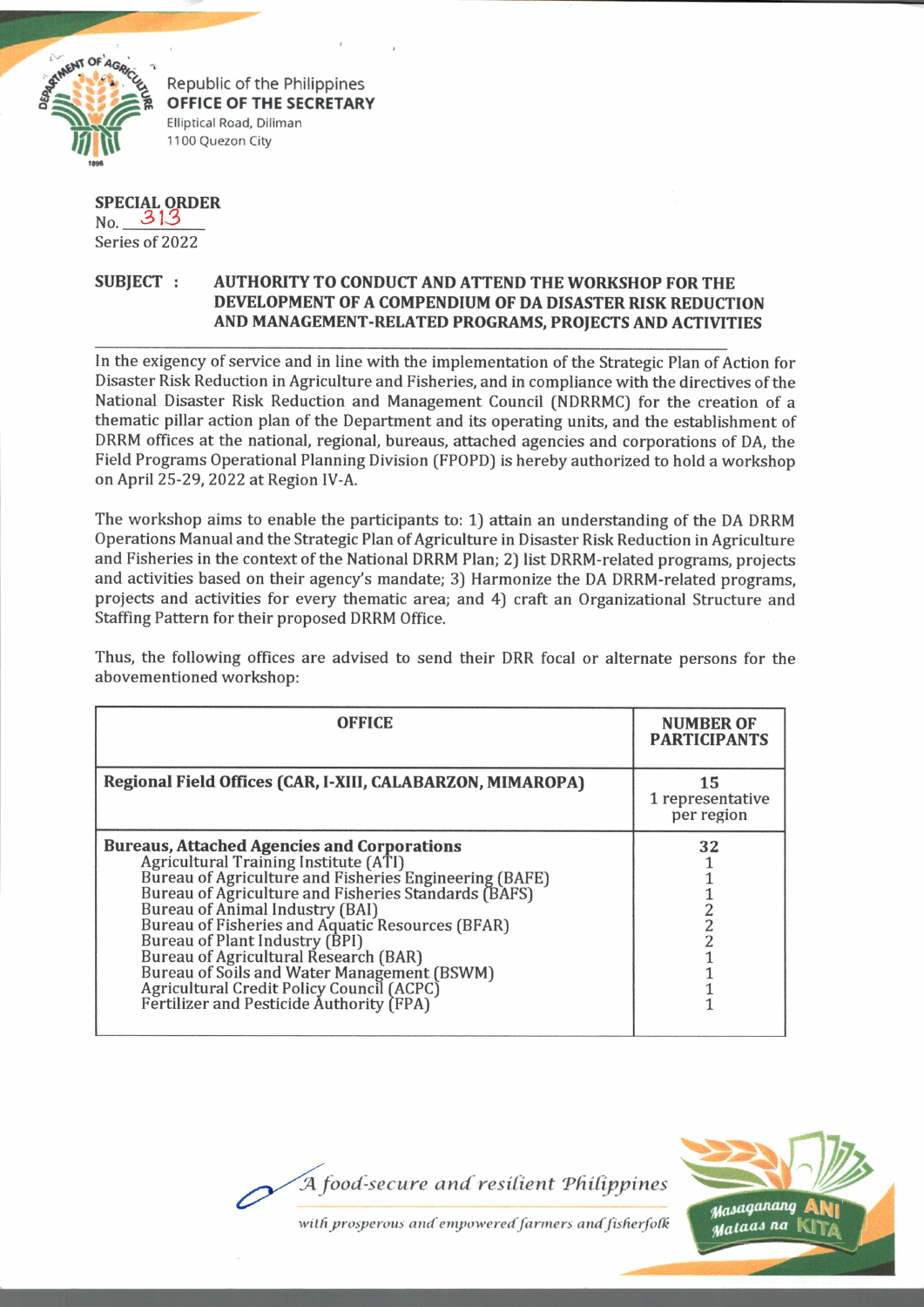Republic of the Philippines
**OFFICE OF THE SECRETARY**
Elliptical Road, Diliman
1100 Quezon City

**SPECIAL ORDER**
No. 313
Series of 2022

**SUBJECT : AUTHORITY TO CONDUCT AND ATTEND THE WORKSHOP FOR THE DEVELOPMENT OF A COMPENDIUM OF DA DISASTER RISK REDUCTION AND MANAGEMENT-RELATED PROGRAMS, PROJECTS AND ACTIVITIES**

---

In the exigency of service and in line with the implementation of the Strategic Plan of Action for Disaster Risk Reduction in Agriculture and Fisheries, and in compliance with the directives of the National Disaster Risk Reduction and Management Council (NDRRMC) for the creation of a thematic pillar action plan of the Department and its operating units, and the establishment of DRRM offices at the national, regional, bureaus, attached agencies and corporations of DA, the Field Programs Operational Planning Division (FPOPD) is hereby authorized to hold a workshop on April 25-29, 2022 at Region IV-A.

The workshop aims to enable the participants to: 1) attain an understanding of the DA DRRM Operations Manual and the Strategic Plan of Agriculture in Disaster Risk Reduction in Agriculture and Fisheries in the context of the National DRRM Plan; 2) list DRRM-related programs, projects and activities based on their agency's mandate; 3) Harmonize the DA DRRM-related programs, projects and activities for every thematic area; and 4) craft an Organizational Structure and Staffing Pattern for their proposed DRRM Office.

Thus, the following offices are advised to send their DRR focal or alternate persons for the abovementioned workshop:

| OFFICE | NUMBER OF PARTICIPANTS |
|---|---|
| **Regional Field Offices (CAR, I-XIII, CALABARZON, MIMAROPA)** | 15<br>1 representative per region |
| **Bureaus, Attached Agencies and Corporations** | 32 |
| Agricultural Training Institute (ATI) | 1 |
| Bureau of Agriculture and Fisheries Engineering (BAFE) | 1 |
| Bureau of Agriculture and Fisheries Standards (BAFS) | 1 |
| Bureau of Animal Industry (BAI) | 2 |
| Bureau of Fisheries and Aquatic Resources (BFAR) | 2 |
| Bureau of Plant Industry (BPI) | 2 |
| Bureau of Agricultural Research (BAR) | 1 |
| Bureau of Soils and Water Management (BSWM) | 1 |
| Agricultural Credit Policy Council (ACPC) | 1 |
| Fertilizer and Pesticide Authority (FPA) | 1 |

*A food-secure and resilient Philippines*
*with prosperous and empowered farmers and fisherfolk*

Masaganang ANI Mataas na KITA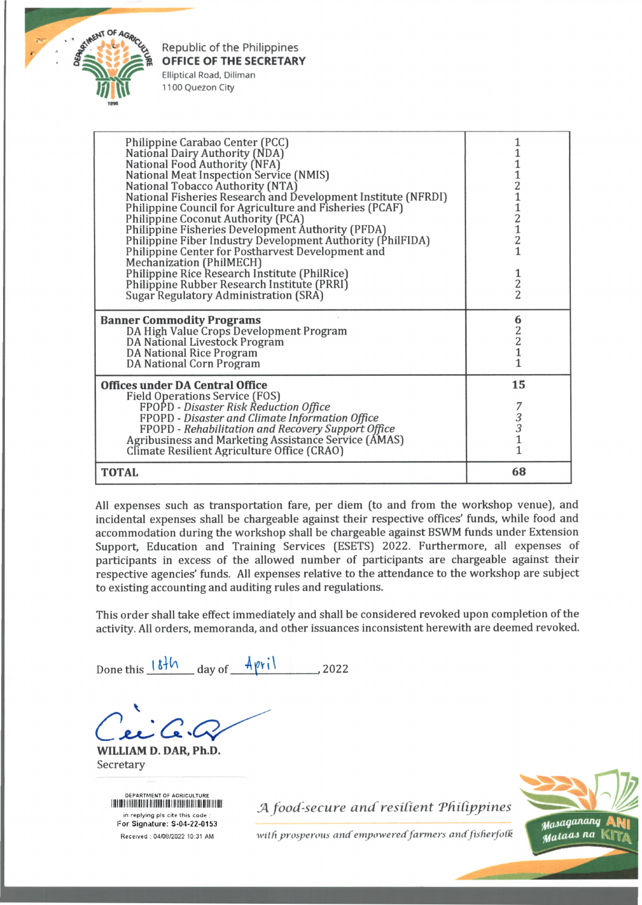Republic of the Philippines
**OFFICE OF THE SECRETARY**
Elliptical Road, Diliman
1100 Quezon City

| | |
|---|---|
| Philippine Carabao Center (PCC)<br>National Dairy Authority (NDA)<br>National Food Authority (NFA)<br>National Meat Inspection Service (NMIS)<br>National Tobacco Authority (NTA)<br>National Fisheries Research and Development Institute (NFRDI)<br>Philippine Council for Agriculture and Fisheries (PCAF)<br>Philippine Coconut Authority (PCA)<br>Philippine Fisheries Development Authority (PFDA)<br>Philippine Fiber Industry Development Authority (PhilFIDA)<br>Philippine Center for Postharvest Development and Mechanization (PhilMECH)<br>Philippine Rice Research Institute (PhilRice)<br>Philippine Rubber Research Institute (PRRI)<br>Sugar Regulatory Administration (SRA) | 1<br>1<br>1<br>1<br>2<br>1<br>1<br>2<br>1<br>2<br>1<br><br>1<br>2<br>2 |
| **Banner Commodity Programs**<br>DA High Value Crops Development Program<br>DA National Livestock Program<br>DA National Rice Program<br>DA National Corn Program | **6**<br>2<br>2<br>1<br>1 |
| **Offices under DA Central Office**<br>Field Operations Service (FOS)<br>FPOPD - *Disaster Risk Reduction Office*<br>FPOPD - *Disaster and Climate Information Office*<br>FPOPD - *Rehabilitation and Recovery Support Office*<br>Agribusiness and Marketing Assistance Service (AMAS)<br>Climate Resilient Agriculture Office (CRAO) | **15**<br><br>7<br>3<br>3<br>1<br>1 |
| **TOTAL** | **68** |

All expenses such as transportation fare, per diem (to and from the workshop venue), and incidental expenses shall be chargeable against their respective offices' funds, while food and accommodation during the workshop shall be chargeable against BSWM funds under Extension Support, Education and Training Services (ESETS) 2022. Furthermore, all expenses of participants in excess of the allowed number of participants are chargeable against their respective agencies' funds. All expenses relative to the attendance to the workshop are subject to existing accounting and auditing rules and regulations.

This order shall take effect immediately and shall be considered revoked upon completion of the activity. All orders, memoranda, and other issuances inconsistent herewith are deemed revoked.

Done this 18th day of April, 2022

**WILLIAM D. DAR, Ph.D.**
Secretary

DEPARTMENT OF AGRICULTURE
in replying pls cite this code :
For Signature: S-04-22-0153
Received : 04/08/2022 10:31 AM

*A food-secure and resilient Philippines*
*with prosperous and empowered farmers and fisherfolk*

Masaganang ANI Mataas na KITA